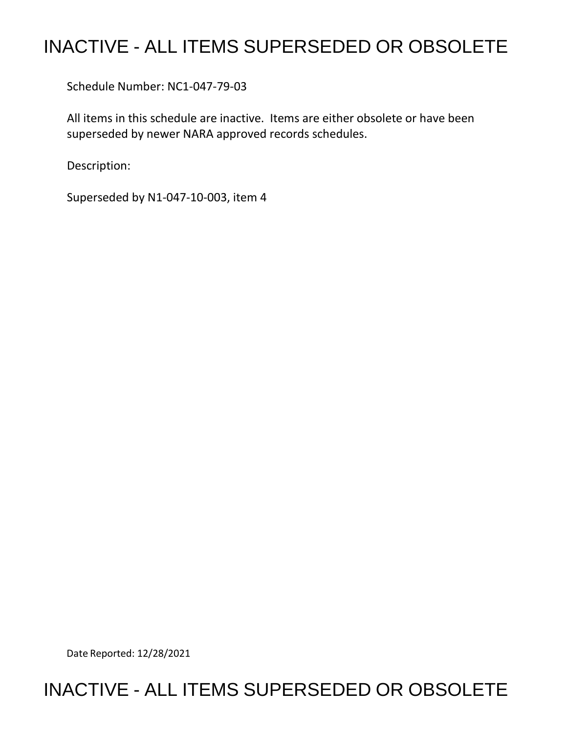# INACTIVE - ALL ITEMS SUPERSEDED OR OBSOLETE

Schedule Number: NC1-047-79-03

All items in this schedule are inactive. Items are either obsolete or have been superseded by newer NARA approved records schedules.

Description:

Superseded by N1-047-10-003, item 4

Date Reported: 12/28/2021

# INACTIVE - ALL ITEMS SUPERSEDED OR OBSOLETE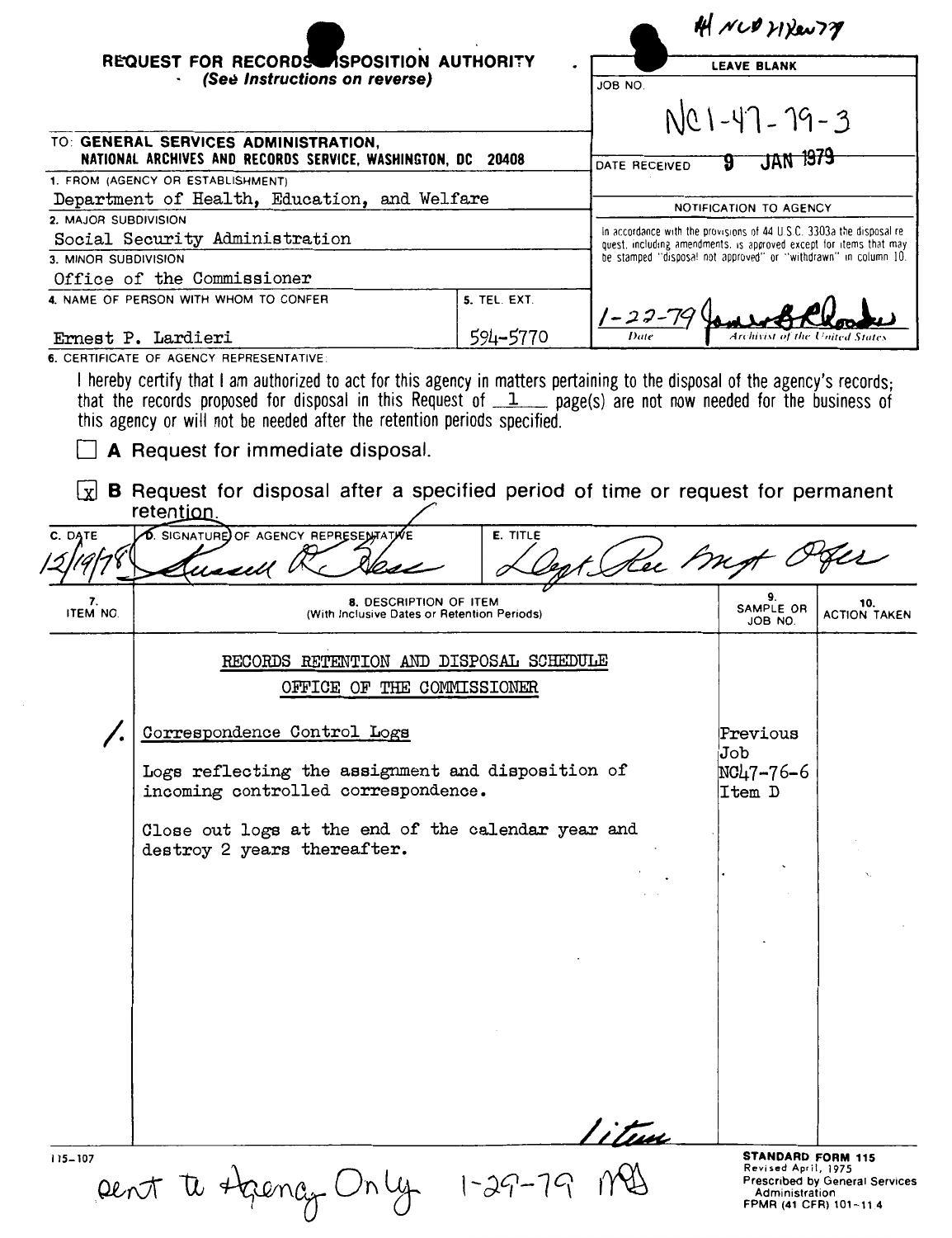# REQUEST FOR RECORDS DISPOSITION AUTHORITY

*(See Instructions on reverse)*

#1 NCD 71 Xen 77

| LEAVE BLANK |
|---|
| JOB NO. NC1-47-79-3 |
| DATE RECEIVED 9 JAN 1979 |
| NOTIFICATION TO AGENCY |
| In accordance with the provisions of 44 U.S.C. 3303a the disposal request, including amendments, is approved except for items that may be stamped "disposal not approved" or "withdrawn" in column 10. |
| 1-22-79 (signature) Date / Archivist of the United States |

TO: **GENERAL SERVICES ADMINISTRATION, NATIONAL ARCHIVES AND RECORDS SERVICE, WASHINGTON, DC 20408**

1. FROM (AGENCY OR ESTABLISHMENT): Department of Health, Education, and Welfare
2. MAJOR SUBDIVISION: Social Security Administration
3. MINOR SUBDIVISION: Office of the Commissioner
4. NAME OF PERSON WITH WHOM TO CONFER: Ernest P. Lardieri
5. TEL. EXT.: 594-5770

6. CERTIFICATE OF AGENCY REPRESENTATIVE:

I hereby certify that I am authorized to act for this agency in matters pertaining to the disposal of the agency's records; that the records proposed for disposal in this Request of 1 page(s) are not now needed for the business of this agency or will not be needed after the retention periods specified.

☐ **A** Request for immediate disposal.

☒ **B** Request for disposal after a specified period of time or request for permanent retention.

| C. DATE | D. SIGNATURE OF AGENCY REPRESENTATIVE | E. TITLE |
|---|---|---|
| 12/19/78 | Russell R. Hess | Dept. Rec Mgt Offr |

| 7. ITEM NO. | 8. DESCRIPTION OF ITEM (With Inclusive Dates or Retention Periods) | 9. SAMPLE OR JOB NO. | 10. ACTION TAKEN |
|---|---|---|---|
| | RECORDS RETENTION AND DISPOSAL SCHEDULE<br>OFFICE OF THE COMMISSIONER | | |
| 1. | Correspondence Control Logs<br><br>Logs reflecting the assignment and disposition of incoming controlled correspondence.<br><br>Close out logs at the end of the calendar year and destroy 2 years thereafter. | Previous Job NC47-76-6 Item D | |

1 item

115-107

Sent to Agency Only 1-29-79 MS

**STANDARD FORM 115**
Revised April, 1975
Prescribed by General Services Administration
FPMR (41 CFR) 101-11.4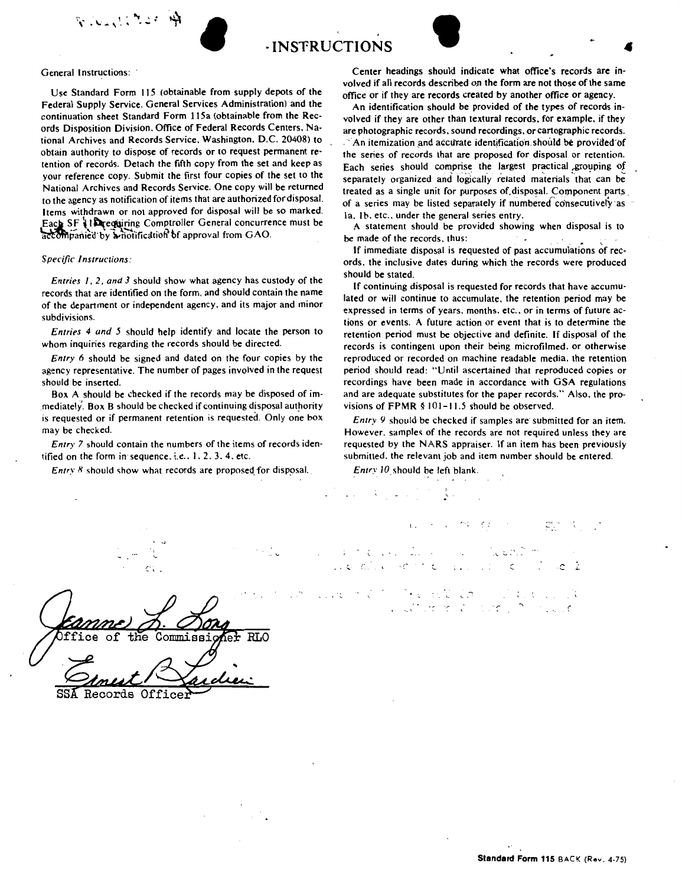# INSTRUCTIONS

General Instructions:

Use Standard Form 115 (obtainable from supply depots of the Federal Supply Service, General Services Administration) and the continuation sheet Standard Form 115a (obtainable from the Records Disposition Division, Office of Federal Records Centers, National Archives and Records Service, Washington, D.C. 20408) to obtain authority to dispose of records or to request permanent retention of records. Detach the fifth copy from the set and keep as your reference copy. Submit the first four copies of the set to the National Archives and Records Service. One copy will be returned to the agency as notification of items that are authorized for disposal. Items withdrawn or not approved for disposal will be so marked. Each SF 115 requiring Comptroller General concurrence must be accompanied by a notification of approval from GAO.

*Specific Instructions:*

*Entries 1, 2, and 3* should show what agency has custody of the records that are identified on the form, and should contain the name of the department or independent agency, and its major and minor subdivisions.

*Entries 4 and 5* should help identify and locate the person to whom inquiries regarding the records should be directed.

*Entry 6* should be signed and dated on the four copies by the agency representative. The number of pages involved in the request should be inserted.

Box A should be checked if the records may be disposed of immediately. Box B should be checked if continuing disposal authority is requested or if permanent retention is requested. Only one box may be checked.

*Entry 7* should contain the numbers of the items of records identified on the form in sequence, i.e., 1, 2, 3, 4, etc.

*Entry 8* should show what records are proposed for disposal.

Center headings should indicate what office's records are involved if all records described on the form are not those of the same office or if they are records created by another office or agency.

An identification should be provided of the types of records involved if they are other than textural records, for example, if they are photographic records, sound recordings, or cartographic records.

An itemization and accurate identification should be provided of the series of records that are proposed for disposal or retention. Each series should comprise the largest practical grouping of separately organized and logically related materials that can be treated as a single unit for purposes of disposal. Component parts of a series may be listed separately if numbered consecutively as 1a, 1b, etc., under the general series entry.

A statement should be provided showing when disposal is to be made of the records, thus:

If immediate disposal is requested of past accumulations of records, the inclusive dates during which the records were produced should be stated.

If continuing disposal is requested for records that have accumulated or will continue to accumulate, the retention period may be expressed in terms of years, months, etc., or in terms of future actions or events. A future action or event that is to determine the retention period must be objective and definite. If disposal of the records is contingent upon their being microfilmed, or otherwise reproduced or recorded on machine readable media, the retention period should read: "Until ascertained that reproduced copies or recordings have been made in accordance with GSA regulations and are adequate substitutes for the paper records." Also, the provisions of FPMR § 101-11.5 should be observed.

*Entry 9* should be checked if samples are submitted for an item. However, samples of the records are not required unless they are requested by the NARS appraiser. If an item has been previously submitted, the relevant job and item number should be entered.

*Entry 10* should be left blank.

Jeanne L. Long
Office of the Commissioner RLO

Ernest B. Lardieri
SSA Records Officer

**Standard Form 115** BACK (Rev. 4-75)